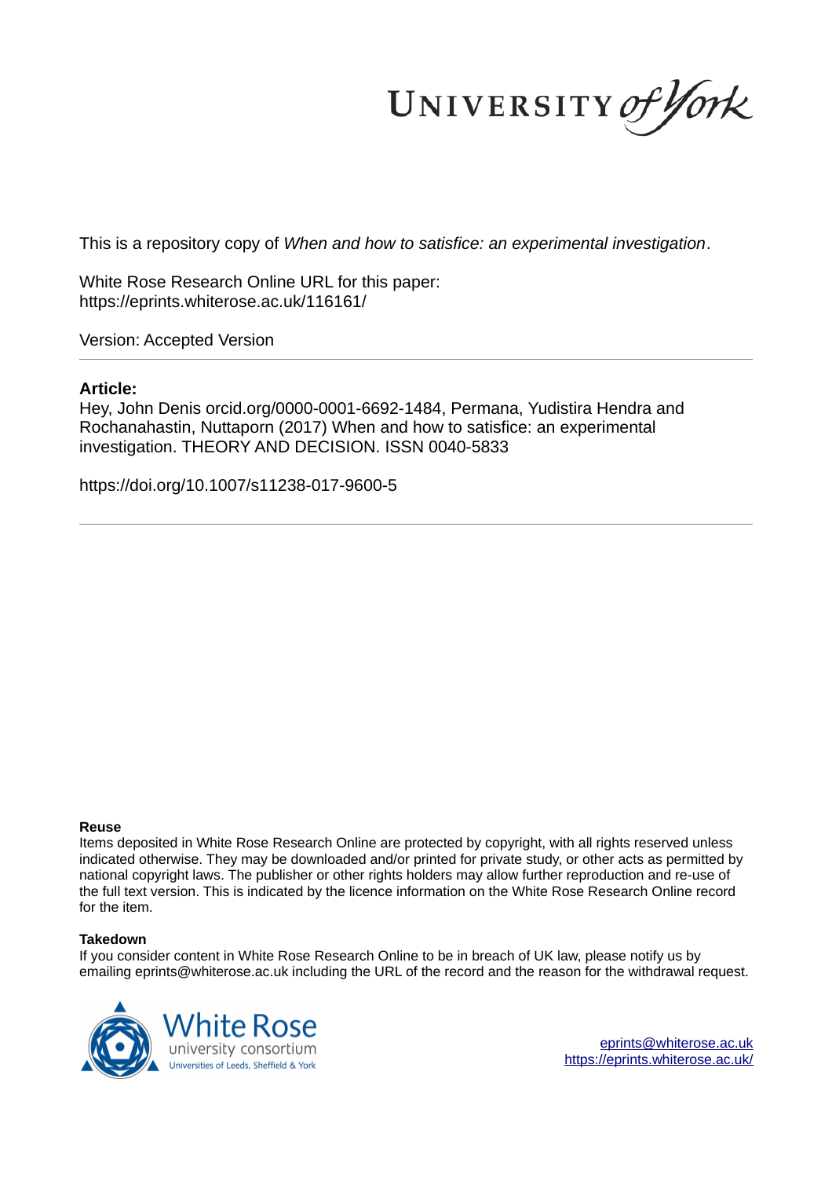UNIVERSITY of York

This is a repository copy of *When and how to satisfice: an experimental investigation*.

White Rose Research Online URL for this paper:
https://eprints.whiterose.ac.uk/116161/

Version: Accepted Version

**Article:**

Hey, John Denis orcid.org/0000-0001-6692-1484, Permana, Yudistira Hendra and Rochanahastin, Nuttaporn (2017) When and how to satisfice: an experimental investigation. THEORY AND DECISION. ISSN 0040-5833

https://doi.org/10.1007/s11238-017-9600-5

**Reuse**

Items deposited in White Rose Research Online are protected by copyright, with all rights reserved unless indicated otherwise. They may be downloaded and/or printed for private study, or other acts as permitted by national copyright laws. The publisher or other rights holders may allow further reproduction and re-use of the full text version. This is indicated by the licence information on the White Rose Research Online record for the item.

**Takedown**

If you consider content in White Rose Research Online to be in breach of UK law, please notify us by emailing eprints@whiterose.ac.uk including the URL of the record and the reason for the withdrawal request.

White Rose university consortium
Universities of Leeds, Sheffield & York

eprints@whiterose.ac.uk
https://eprints.whiterose.ac.uk/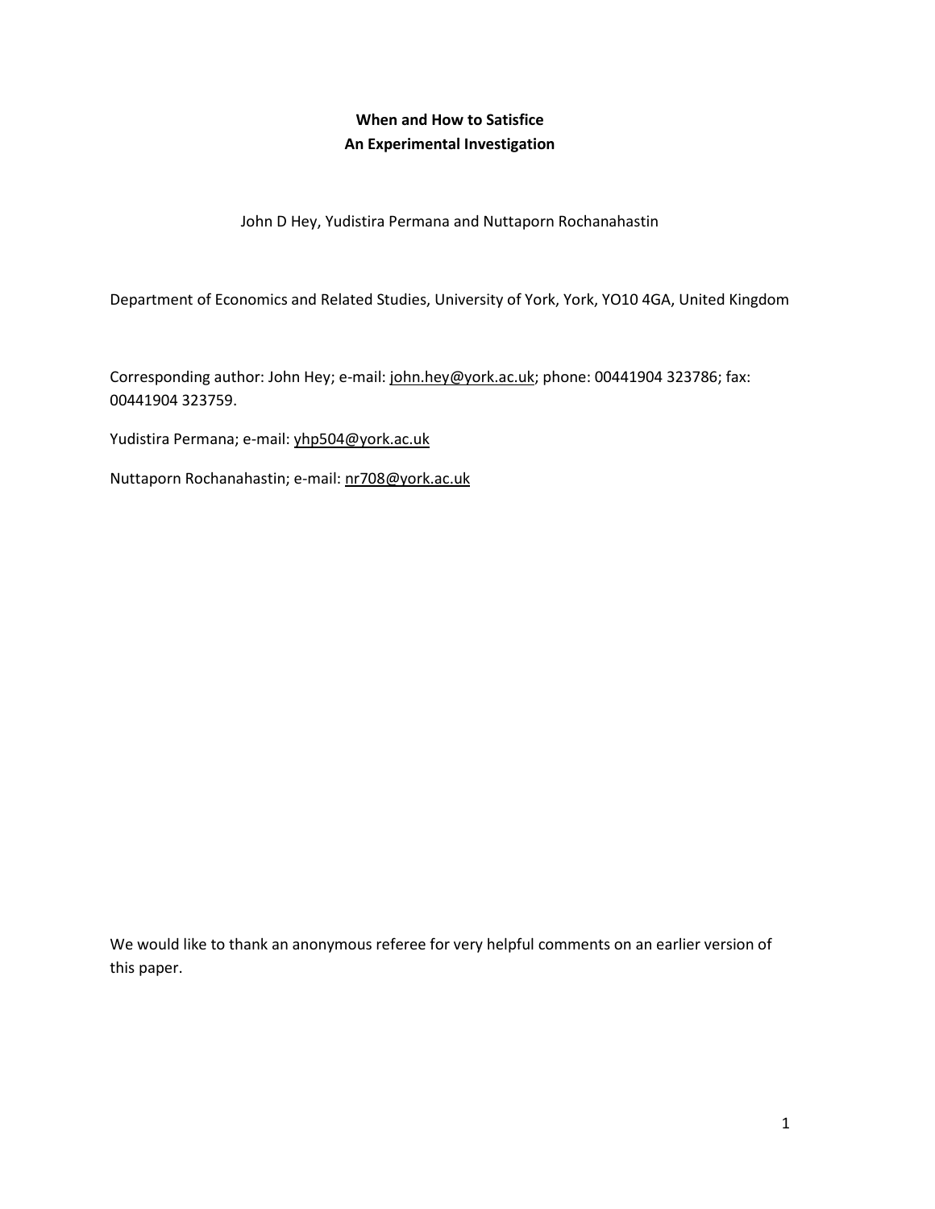**When and How to Satisfice**
**An Experimental Investigation**

John D Hey, Yudistira Permana and Nuttaporn Rochanahastin

Department of Economics and Related Studies, University of York, York, YO10 4GA, United Kingdom

Corresponding author: John Hey; e-mail: john.hey@york.ac.uk; phone: 00441904 323786; fax: 00441904 323759.

Yudistira Permana; e-mail: yhp504@york.ac.uk

Nuttaporn Rochanahastin; e-mail: nr708@york.ac.uk

We would like to thank an anonymous referee for very helpful comments on an earlier version of this paper.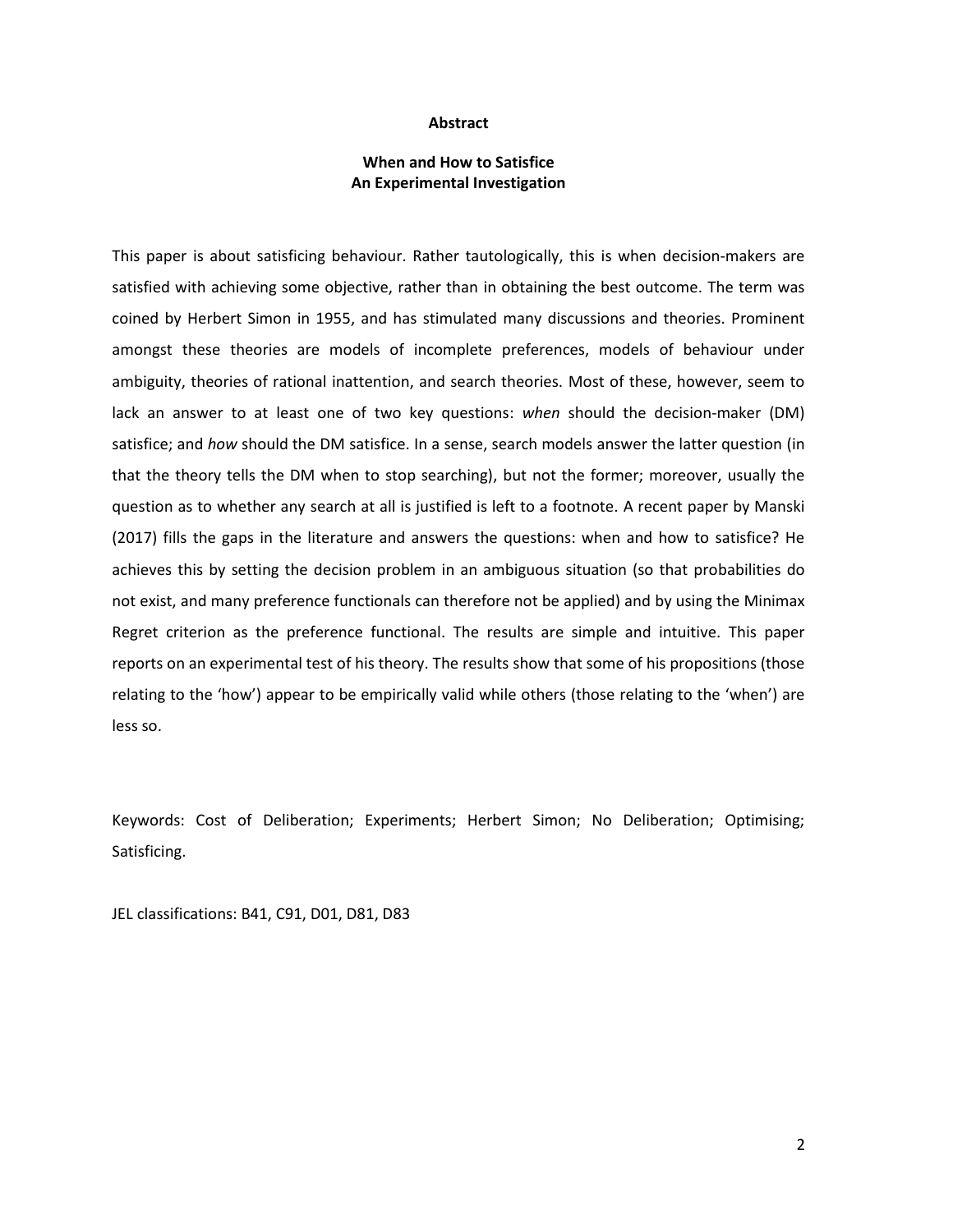## Abstract

### When and How to Satisfice
### An Experimental Investigation

This paper is about satisficing behaviour. Rather tautologically, this is when decision-makers are satisfied with achieving some objective, rather than in obtaining the best outcome. The term was coined by Herbert Simon in 1955, and has stimulated many discussions and theories. Prominent amongst these theories are models of incomplete preferences, models of behaviour under ambiguity, theories of rational inattention, and search theories. Most of these, however, seem to lack an answer to at least one of two key questions: *when* should the decision-maker (DM) satisfice; and *how* should the DM satisfice. In a sense, search models answer the latter question (in that the theory tells the DM when to stop searching), but not the former; moreover, usually the question as to whether any search at all is justified is left to a footnote. A recent paper by Manski (2017) fills the gaps in the literature and answers the questions: when and how to satisfice? He achieves this by setting the decision problem in an ambiguous situation (so that probabilities do not exist, and many preference functionals can therefore not be applied) and by using the Minimax Regret criterion as the preference functional. The results are simple and intuitive. This paper reports on an experimental test of his theory. The results show that some of his propositions (those relating to the 'how') appear to be empirically valid while others (those relating to the 'when') are less so.

Keywords: Cost of Deliberation; Experiments; Herbert Simon; No Deliberation; Optimising; Satisficing.

JEL classifications: B41, C91, D01, D81, D83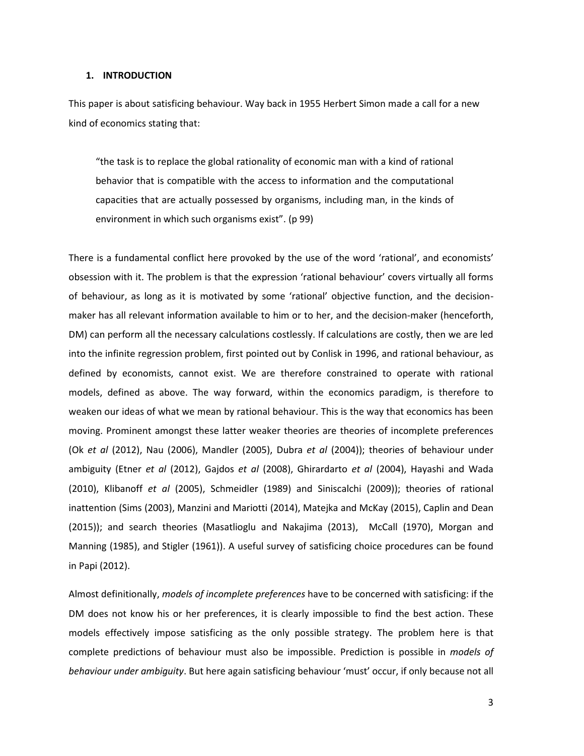## 1. INTRODUCTION

This paper is about satisficing behaviour. Way back in 1955 Herbert Simon made a call for a new kind of economics stating that:

> "the task is to replace the global rationality of economic man with a kind of rational behavior that is compatible with the access to information and the computational capacities that are actually possessed by organisms, including man, in the kinds of environment in which such organisms exist". (p 99)

There is a fundamental conflict here provoked by the use of the word 'rational', and economists' obsession with it. The problem is that the expression 'rational behaviour' covers virtually all forms of behaviour, as long as it is motivated by some 'rational' objective function, and the decision-maker has all relevant information available to him or to her, and the decision-maker (henceforth, DM) can perform all the necessary calculations costlessly. If calculations are costly, then we are led into the infinite regression problem, first pointed out by Conlisk in 1996, and rational behaviour, as defined by economists, cannot exist. We are therefore constrained to operate with rational models, defined as above. The way forward, within the economics paradigm, is therefore to weaken our ideas of what we mean by rational behaviour. This is the way that economics has been moving. Prominent amongst these latter weaker theories are theories of incomplete preferences (Ok *et al* (2012), Nau (2006), Mandler (2005), Dubra *et al* (2004)); theories of behaviour under ambiguity (Etner *et al* (2012), Gajdos *et al* (2008), Ghirardarto *et al* (2004), Hayashi and Wada (2010), Klibanoff *et al* (2005), Schmeidler (1989) and Siniscalchi (2009)); theories of rational inattention (Sims (2003), Manzini and Mariotti (2014), Matejka and McKay (2015), Caplin and Dean (2015)); and search theories (Masatlioglu and Nakajima (2013), McCall (1970), Morgan and Manning (1985), and Stigler (1961)). A useful survey of satisficing choice procedures can be found in Papi (2012).

Almost definitionally, *models of incomplete preferences* have to be concerned with satisficing: if the DM does not know his or her preferences, it is clearly impossible to find the best action. These models effectively impose satisficing as the only possible strategy. The problem here is that complete predictions of behaviour must also be impossible. Prediction is possible in *models of behaviour under ambiguity*. But here again satisficing behaviour 'must' occur, if only because not all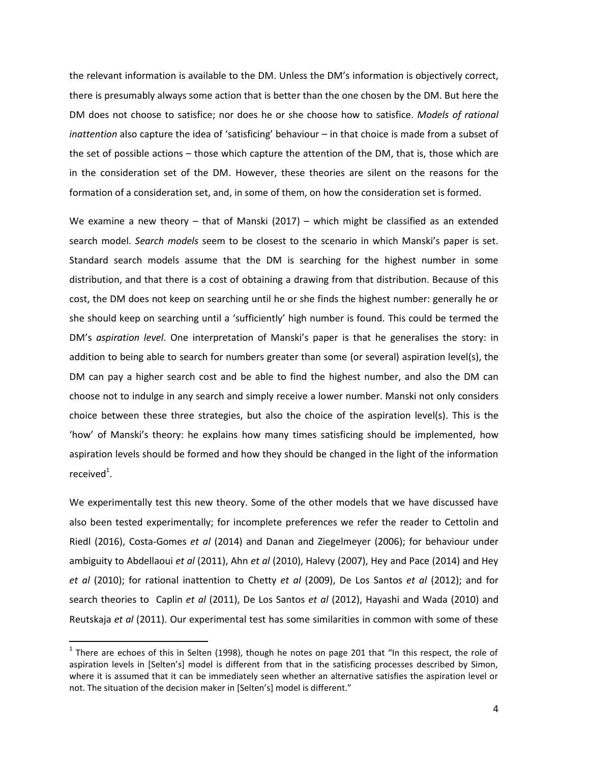the relevant information is available to the DM. Unless the DM's information is objectively correct, there is presumably always some action that is better than the one chosen by the DM. But here the DM does not choose to satisfice; nor does he or she choose how to satisfice. *Models of rational inattention* also capture the idea of 'satisficing' behaviour – in that choice is made from a subset of the set of possible actions – those which capture the attention of the DM, that is, those which are in the consideration set of the DM. However, these theories are silent on the reasons for the formation of a consideration set, and, in some of them, on how the consideration set is formed.

We examine a new theory – that of Manski (2017) – which might be classified as an extended search model. *Search models* seem to be closest to the scenario in which Manski's paper is set. Standard search models assume that the DM is searching for the highest number in some distribution, and that there is a cost of obtaining a drawing from that distribution. Because of this cost, the DM does not keep on searching until he or she finds the highest number: generally he or she should keep on searching until a 'sufficiently' high number is found. This could be termed the DM's *aspiration level*. One interpretation of Manski's paper is that he generalises the story: in addition to being able to search for numbers greater than some (or several) aspiration level(s), the DM can pay a higher search cost and be able to find the highest number, and also the DM can choose not to indulge in any search and simply receive a lower number. Manski not only considers choice between these three strategies, but also the choice of the aspiration level(s). This is the 'how' of Manski's theory: he explains how many times satisficing should be implemented, how aspiration levels should be formed and how they should be changed in the light of the information received[1].

We experimentally test this new theory. Some of the other models that we have discussed have also been tested experimentally; for incomplete preferences we refer the reader to Cettolin and Riedl (2016), Costa-Gomes *et al* (2014) and Danan and Ziegelmeyer (2006); for behaviour under ambiguity to Abdellaoui *et al* (2011), Ahn *et al* (2010), Halevy (2007), Hey and Pace (2014) and Hey *et al* (2010); for rational inattention to Chetty *et al* (2009), De Los Santos *et al* (2012); and for search theories to Caplin *et al* (2011), De Los Santos *et al* (2012), Hayashi and Wada (2010) and Reutskaja *et al* (2011). Our experimental test has some similarities in common with some of these

[1] There are echoes of this in Selten (1998), though he notes on page 201 that "In this respect, the role of aspiration levels in [Selten's] model is different from that in the satisficing processes described by Simon, where it is assumed that it can be immediately seen whether an alternative satisfies the aspiration level or not. The situation of the decision maker in [Selten's] model is different."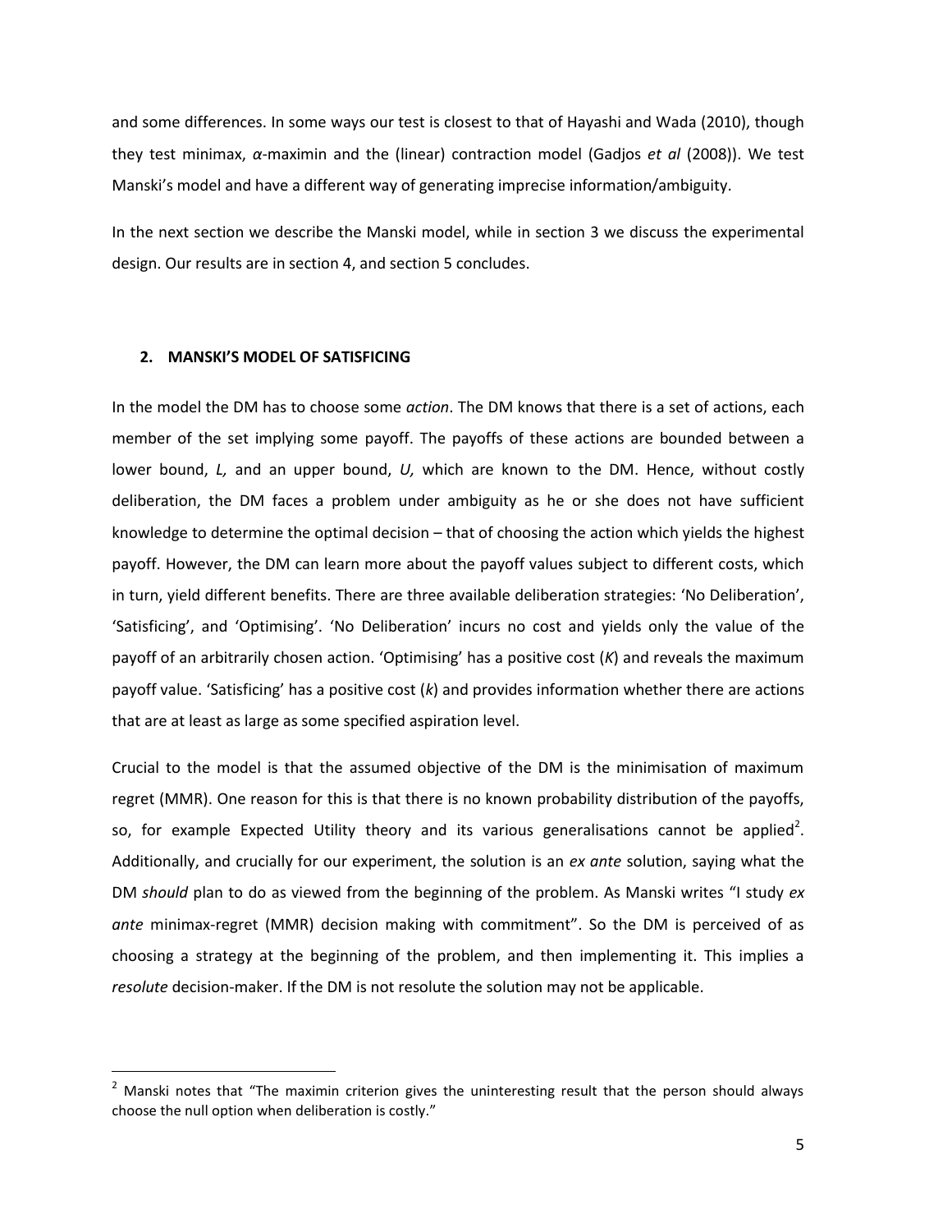and some differences. In some ways our test is closest to that of Hayashi and Wada (2010), though they test minimax, $\alpha$-maximin and the (linear) contraction model (Gadjos *et al* (2008)). We test Manski's model and have a different way of generating imprecise information/ambiguity.

In the next section we describe the Manski model, while in section 3 we discuss the experimental design. Our results are in section 4, and section 5 concludes.

## 2. MANSKI'S MODEL OF SATISFICING

In the model the DM has to choose some *action*. The DM knows that there is a set of actions, each member of the set implying some payoff. The payoffs of these actions are bounded between a lower bound, $L$, and an upper bound, $U$, which are known to the DM. Hence, without costly deliberation, the DM faces a problem under ambiguity as he or she does not have sufficient knowledge to determine the optimal decision – that of choosing the action which yields the highest payoff. However, the DM can learn more about the payoff values subject to different costs, which in turn, yield different benefits. There are three available deliberation strategies: 'No Deliberation', 'Satisficing', and 'Optimising'. 'No Deliberation' incurs no cost and yields only the value of the payoff of an arbitrarily chosen action. 'Optimising' has a positive cost ($K$) and reveals the maximum payoff value. 'Satisficing' has a positive cost ($k$) and provides information whether there are actions that are at least as large as some specified aspiration level.

Crucial to the model is that the assumed objective of the DM is the minimisation of maximum regret (MMR). One reason for this is that there is no known probability distribution of the payoffs, so, for example Expected Utility theory and its various generalisations cannot be applied[2]. Additionally, and crucially for our experiment, the solution is an *ex ante* solution, saying what the DM *should* plan to do as viewed from the beginning of the problem. As Manski writes "I study *ex ante* minimax-regret (MMR) decision making with commitment". So the DM is perceived of as choosing a strategy at the beginning of the problem, and then implementing it. This implies a *resolute* decision-maker. If the DM is not resolute the solution may not be applicable.

---

[2] Manski notes that "The maximin criterion gives the uninteresting result that the person should always choose the null option when deliberation is costly."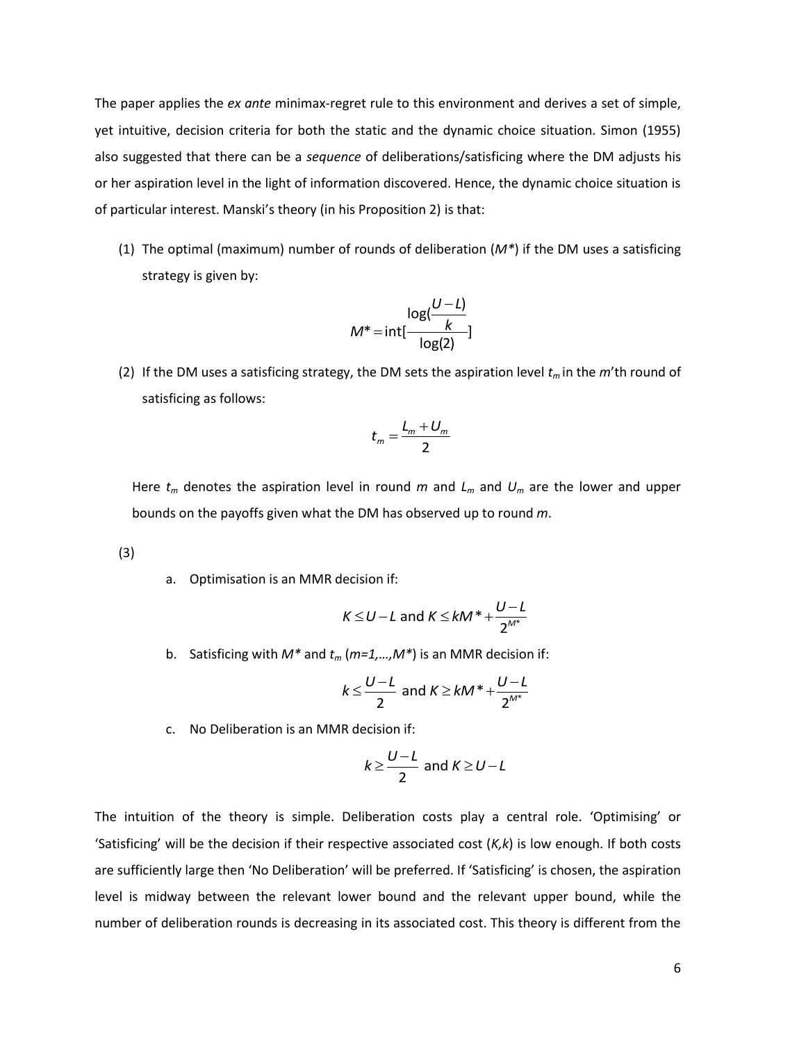The paper applies the *ex ante* minimax-regret rule to this environment and derives a set of simple, yet intuitive, decision criteria for both the static and the dynamic choice situation. Simon (1955) also suggested that there can be a *sequence* of deliberations/satisficing where the DM adjusts his or her aspiration level in the light of information discovered. Hence, the dynamic choice situation is of particular interest. Manski's theory (in his Proposition 2) is that:

(1) The optimal (maximum) number of rounds of deliberation ($M^*$) if the DM uses a satisficing strategy is given by:

$$M^* = \text{int}[\frac{\log(\frac{U-L}{k})}{\log(2)}]$$

(2) If the DM uses a satisficing strategy, the DM sets the aspiration level $t_m$ in the $m$'th round of satisficing as follows:

$$t_m = \frac{L_m + U_m}{2}$$

Here $t_m$ denotes the aspiration level in round $m$ and $L_m$ and $U_m$ are the lower and upper bounds on the payoffs given what the DM has observed up to round $m$.

(3)

a. Optimisation is an MMR decision if:

$$K \leq U - L \text{ and } K \leq kM^* + \frac{U-L}{2^{M^*}}$$

b. Satisficing with $M^*$ and $t_m$ ($m=1,\ldots,M^*$) is an MMR decision if:

$$k \leq \frac{U-L}{2} \text{ and } K \geq kM^* + \frac{U-L}{2^{M^*}}$$

c. No Deliberation is an MMR decision if:

$$k \geq \frac{U-L}{2} \text{ and } K \geq U - L$$

The intuition of the theory is simple. Deliberation costs play a central role. 'Optimising' or 'Satisficing' will be the decision if their respective associated cost ($K,k$) is low enough. If both costs are sufficiently large then 'No Deliberation' will be preferred. If 'Satisficing' is chosen, the aspiration level is midway between the relevant lower bound and the relevant upper bound, while the number of deliberation rounds is decreasing in its associated cost. This theory is different from the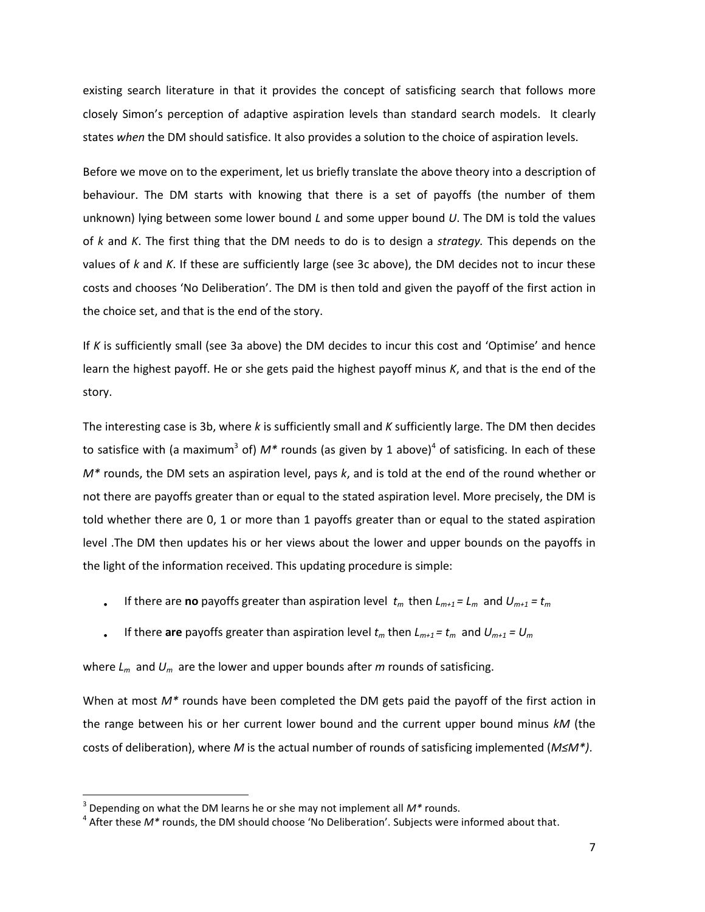existing search literature in that it provides the concept of satisficing search that follows more closely Simon's perception of adaptive aspiration levels than standard search models. It clearly states *when* the DM should satisfice. It also provides a solution to the choice of aspiration levels.

Before we move on to the experiment, let us briefly translate the above theory into a description of behaviour. The DM starts with knowing that there is a set of payoffs (the number of them unknown) lying between some lower bound $L$ and some upper bound $U$. The DM is told the values of $k$ and $K$. The first thing that the DM needs to do is to design a *strategy.* This depends on the values of $k$ and $K$. If these are sufficiently large (see 3c above), the DM decides not to incur these costs and chooses 'No Deliberation'. The DM is then told and given the payoff of the first action in the choice set, and that is the end of the story.

If $K$ is sufficiently small (see 3a above) the DM decides to incur this cost and 'Optimise' and hence learn the highest payoff. He or she gets paid the highest payoff minus $K$, and that is the end of the story.

The interesting case is 3b, where $k$ is sufficiently small and $K$ sufficiently large. The DM then decides to satisfice with (a maximum[3] of) $M^*$ rounds (as given by 1 above)[4] of satisficing. In each of these $M^*$ rounds, the DM sets an aspiration level, pays $k$, and is told at the end of the round whether or not there are payoffs greater than or equal to the stated aspiration level. More precisely, the DM is told whether there are 0, 1 or more than 1 payoffs greater than or equal to the stated aspiration level .The DM then updates his or her views about the lower and upper bounds on the payoffs in the light of the information received. This updating procedure is simple:

- If there are **no** payoffs greater than aspiration level $t_m$ then $L_{m+1} = L_m$ and $U_{m+1} = t_m$
- If there **are** payoffs greater than aspiration level $t_m$ then $L_{m+1} = t_m$ and $U_{m+1} = U_m$

where $L_m$ and $U_m$ are the lower and upper bounds after $m$ rounds of satisficing.

When at most $M^*$ rounds have been completed the DM gets paid the payoff of the first action in the range between his or her current lower bound and the current upper bound minus $kM$ (the costs of deliberation), where $M$ is the actual number of rounds of satisficing implemented ($M \leq M^*$).

---

[3] Depending on what the DM learns he or she may not implement all $M^*$ rounds.

[4] After these $M^*$ rounds, the DM should choose 'No Deliberation'. Subjects were informed about that.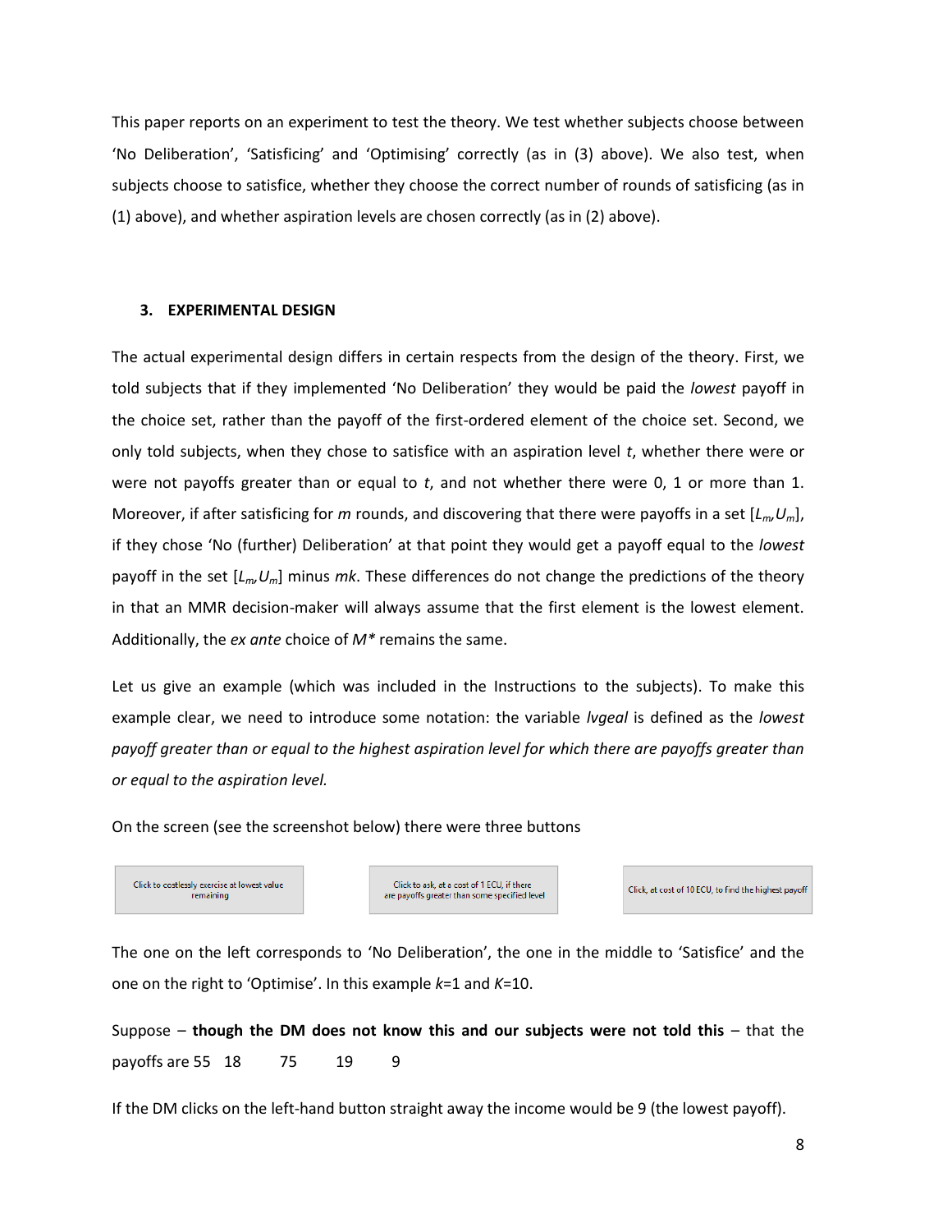This paper reports on an experiment to test the theory. We test whether subjects choose between 'No Deliberation', 'Satisficing' and 'Optimising' correctly (as in (3) above). We also test, when subjects choose to satisfice, whether they choose the correct number of rounds of satisficing (as in (1) above), and whether aspiration levels are chosen correctly (as in (2) above).

### 3. EXPERIMENTAL DESIGN

The actual experimental design differs in certain respects from the design of the theory. First, we told subjects that if they implemented 'No Deliberation' they would be paid the *lowest* payoff in the choice set, rather than the payoff of the first-ordered element of the choice set. Second, we only told subjects, when they chose to satisfice with an aspiration level *t*, whether there were or were not payoffs greater than or equal to *t*, and not whether there were 0, 1 or more than 1. Moreover, if after satisficing for *m* rounds, and discovering that there were payoffs in a set $[L_m, U_m]$, if they chose 'No (further) Deliberation' at that point they would get a payoff equal to the *lowest* payoff in the set $[L_m, U_m]$ minus *mk*. These differences do not change the predictions of the theory in that an MMR decision-maker will always assume that the first element is the lowest element. Additionally, the *ex ante* choice of *M\** remains the same.

Let us give an example (which was included in the Instructions to the subjects). To make this example clear, we need to introduce some notation: the variable *lvgeal* is defined as the *lowest payoff greater than or equal to the highest aspiration level for which there are payoffs greater than or equal to the aspiration level.*

On the screen (see the screenshot below) there were three buttons

| Click to costlessly exercise at lowest value remaining | Click to ask, at a cost of 1 ECU, if there are payoffs greater than some specified level | Click, at cost of 10 ECU, to find the highest payoff |
|---|---|---|

The one on the left corresponds to 'No Deliberation', the one in the middle to 'Satisfice' and the one on the right to 'Optimise'. In this example *k*=1 and *K*=10.

Suppose – **though the DM does not know this and our subjects were not told this** – that the payoffs are 55 18 75 19 9

If the DM clicks on the left-hand button straight away the income would be 9 (the lowest payoff).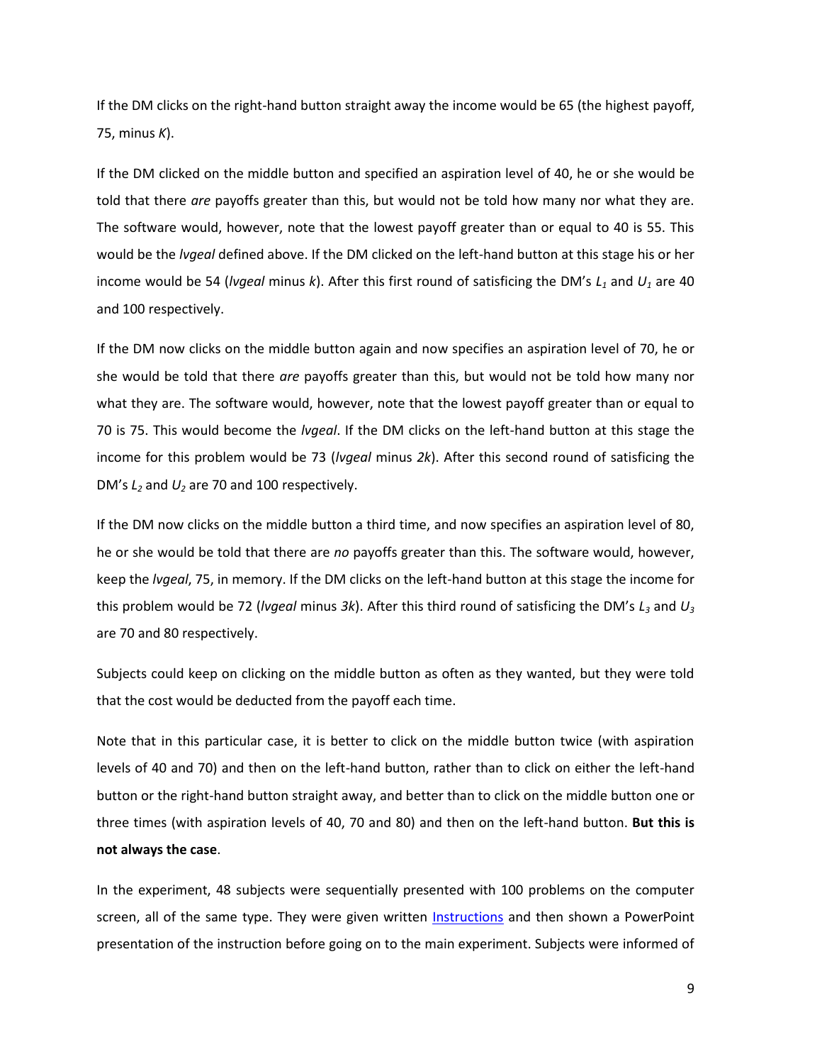If the DM clicks on the right-hand button straight away the income would be 65 (the highest payoff, 75, minus *K*).

If the DM clicked on the middle button and specified an aspiration level of 40, he or she would be told that there *are* payoffs greater than this, but would not be told how many nor what they are. The software would, however, note that the lowest payoff greater than or equal to 40 is 55. This would be the *lvgeal* defined above. If the DM clicked on the left-hand button at this stage his or her income would be 54 (*lvgeal* minus *k*). After this first round of satisficing the DM's $L_1$ and $U_1$ are 40 and 100 respectively.

If the DM now clicks on the middle button again and now specifies an aspiration level of 70, he or she would be told that there *are* payoffs greater than this, but would not be told how many nor what they are. The software would, however, note that the lowest payoff greater than or equal to 70 is 75. This would become the *lvgeal*. If the DM clicks on the left-hand button at this stage the income for this problem would be 73 (*lvgeal* minus *2k*). After this second round of satisficing the DM's $L_2$ and $U_2$ are 70 and 100 respectively.

If the DM now clicks on the middle button a third time, and now specifies an aspiration level of 80, he or she would be told that there are *no* payoffs greater than this. The software would, however, keep the *lvgeal*, 75, in memory. If the DM clicks on the left-hand button at this stage the income for this problem would be 72 (*lvgeal* minus *3k*). After this third round of satisficing the DM's $L_3$ and $U_3$ are 70 and 80 respectively.

Subjects could keep on clicking on the middle button as often as they wanted, but they were told that the cost would be deducted from the payoff each time.

Note that in this particular case, it is better to click on the middle button twice (with aspiration levels of 40 and 70) and then on the left-hand button, rather than to click on either the left-hand button or the right-hand button straight away, and better than to click on the middle button one or three times (with aspiration levels of 40, 70 and 80) and then on the left-hand button. **But this is not always the case**.

In the experiment, 48 subjects were sequentially presented with 100 problems on the computer screen, all of the same type. They were given written [Instructions] and then shown a PowerPoint presentation of the instruction before going on to the main experiment. Subjects were informed of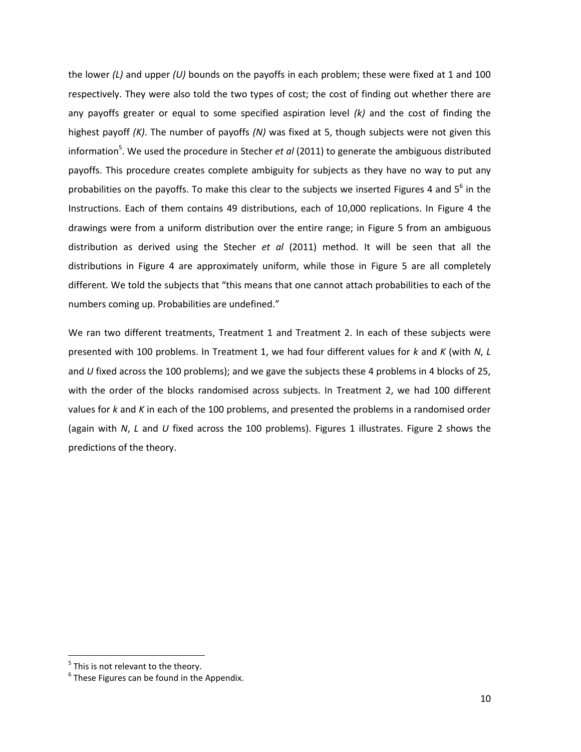the lower *(L)* and upper *(U)* bounds on the payoffs in each problem; these were fixed at 1 and 100 respectively. They were also told the two types of cost; the cost of finding out whether there are any payoffs greater or equal to some specified aspiration level *(k)* and the cost of finding the highest payoff *(K)*. The number of payoffs *(N)* was fixed at 5, though subjects were not given this information[5]. We used the procedure in Stecher *et al* (2011) to generate the ambiguous distributed payoffs. This procedure creates complete ambiguity for subjects as they have no way to put any probabilities on the payoffs. To make this clear to the subjects we inserted Figures 4 and 5[6] in the Instructions. Each of them contains 49 distributions, each of 10,000 replications. In Figure 4 the drawings were from a uniform distribution over the entire range; in Figure 5 from an ambiguous distribution as derived using the Stecher *et al* (2011) method. It will be seen that all the distributions in Figure 4 are approximately uniform, while those in Figure 5 are all completely different. We told the subjects that "this means that one cannot attach probabilities to each of the numbers coming up. Probabilities are undefined."

We ran two different treatments, Treatment 1 and Treatment 2. In each of these subjects were presented with 100 problems. In Treatment 1, we had four different values for *k* and *K* (with *N*, *L* and *U* fixed across the 100 problems); and we gave the subjects these 4 problems in 4 blocks of 25, with the order of the blocks randomised across subjects. In Treatment 2, we had 100 different values for *k* and *K* in each of the 100 problems, and presented the problems in a randomised order (again with *N*, *L* and *U* fixed across the 100 problems). Figures 1 illustrates. Figure 2 shows the predictions of the theory.

---

[5] This is not relevant to the theory.

[6] These Figures can be found in the Appendix.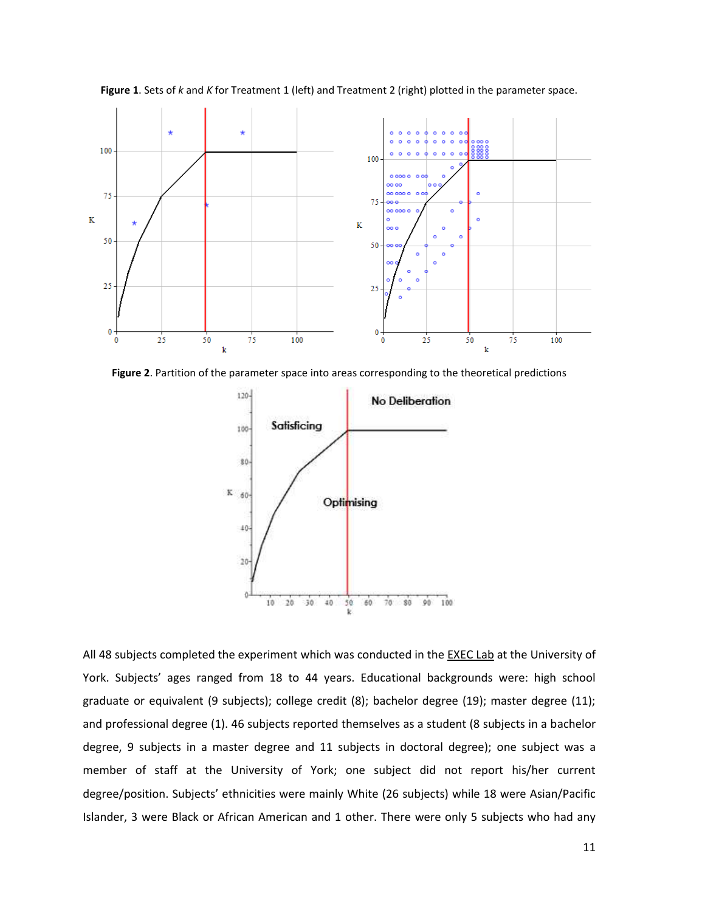**Figure 1**. Sets of $k$ and $K$ for Treatment 1 (left) and Treatment 2 (right) plotted in the parameter space.

**Figure 2**. Partition of the parameter space into areas corresponding to the theoretical predictions

All 48 subjects completed the experiment which was conducted in the EXEC Lab at the University of York. Subjects' ages ranged from 18 to 44 years. Educational backgrounds were: high school graduate or equivalent (9 subjects); college credit (8); bachelor degree (19); master degree (11); and professional degree (1). 46 subjects reported themselves as a student (8 subjects in a bachelor degree, 9 subjects in a master degree and 11 subjects in doctoral degree); one subject was a member of staff at the University of York; one subject did not report his/her current degree/position. Subjects' ethnicities were mainly White (26 subjects) while 18 were Asian/Pacific Islander, 3 were Black or African American and 1 other. There were only 5 subjects who had any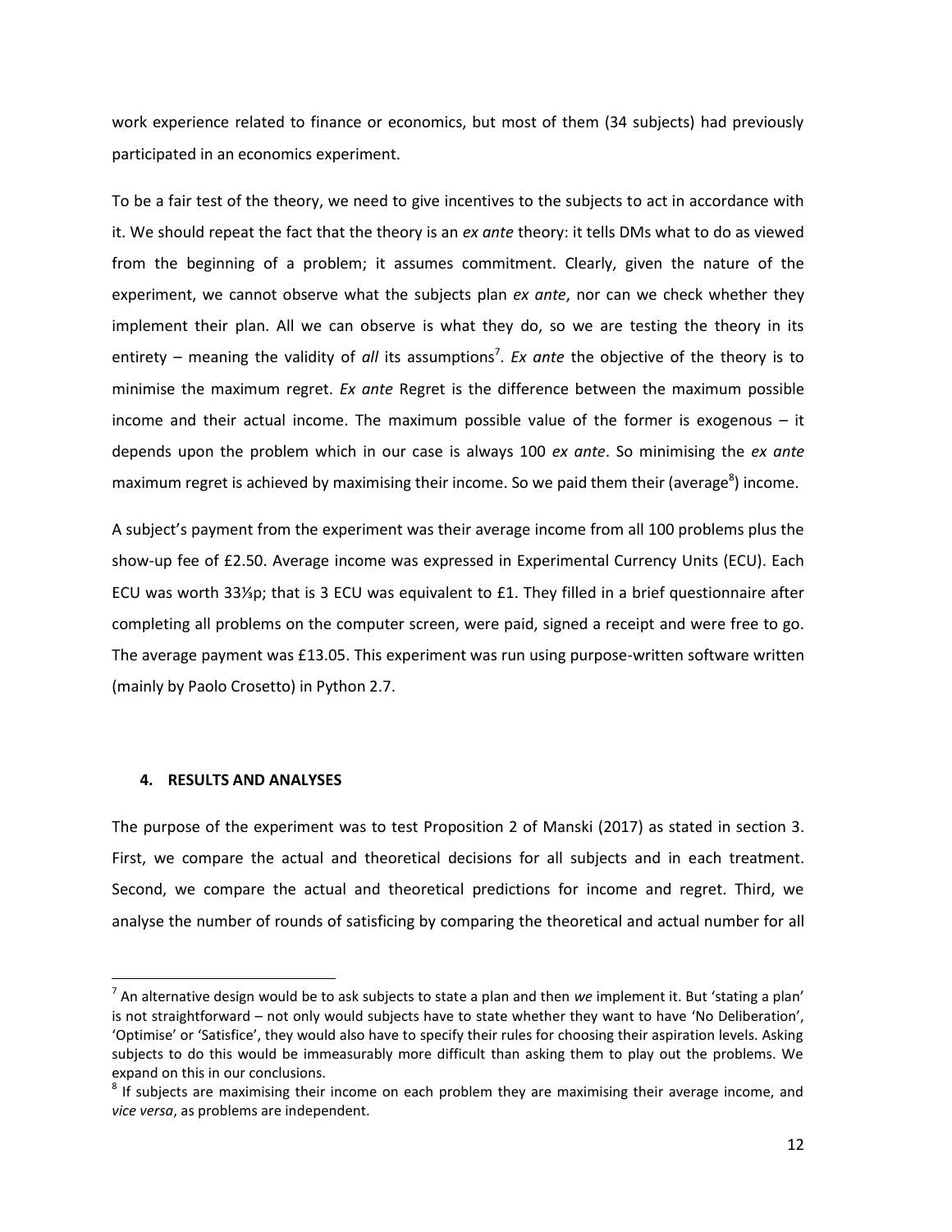work experience related to finance or economics, but most of them (34 subjects) had previously participated in an economics experiment.

To be a fair test of the theory, we need to give incentives to the subjects to act in accordance with it. We should repeat the fact that the theory is an *ex ante* theory: it tells DMs what to do as viewed from the beginning of a problem; it assumes commitment. Clearly, given the nature of the experiment, we cannot observe what the subjects plan *ex ante*, nor can we check whether they implement their plan. All we can observe is what they do, so we are testing the theory in its entirety – meaning the validity of *all* its assumptions[7]. *Ex ante* the objective of the theory is to minimise the maximum regret. *Ex ante* Regret is the difference between the maximum possible income and their actual income. The maximum possible value of the former is exogenous – it depends upon the problem which in our case is always 100 *ex ante*. So minimising the *ex ante* maximum regret is achieved by maximising their income. So we paid them their (average[8]) income.

A subject's payment from the experiment was their average income from all 100 problems plus the show-up fee of £2.50. Average income was expressed in Experimental Currency Units (ECU). Each ECU was worth 33⅓p; that is 3 ECU was equivalent to £1. They filled in a brief questionnaire after completing all problems on the computer screen, were paid, signed a receipt and were free to go. The average payment was £13.05. This experiment was run using purpose-written software written (mainly by Paolo Crosetto) in Python 2.7.

## 4. RESULTS AND ANALYSES

The purpose of the experiment was to test Proposition 2 of Manski (2017) as stated in section 3. First, we compare the actual and theoretical decisions for all subjects and in each treatment. Second, we compare the actual and theoretical predictions for income and regret. Third, we analyse the number of rounds of satisficing by comparing the theoretical and actual number for all

---

[7] An alternative design would be to ask subjects to state a plan and then *we* implement it. But 'stating a plan' is not straightforward – not only would subjects have to state whether they want to have 'No Deliberation', 'Optimise' or 'Satisfice', they would also have to specify their rules for choosing their aspiration levels. Asking subjects to do this would be immeasurably more difficult than asking them to play out the problems. We expand on this in our conclusions.

[8] If subjects are maximising their income on each problem they are maximising their average income, and *vice versa*, as problems are independent.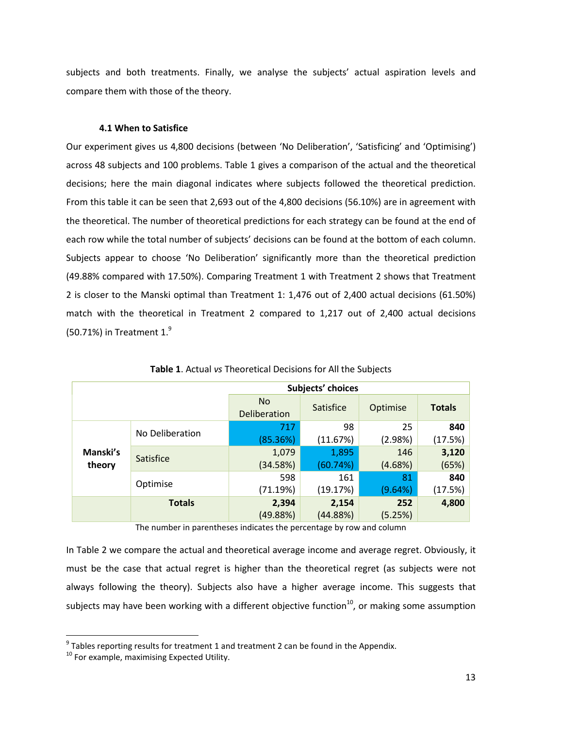subjects and both treatments. Finally, we analyse the subjects' actual aspiration levels and compare them with those of the theory.

### 4.1 When to Satisfice

Our experiment gives us 4,800 decisions (between 'No Deliberation', 'Satisficing' and 'Optimising') across 48 subjects and 100 problems. Table 1 gives a comparison of the actual and the theoretical decisions; here the main diagonal indicates where subjects followed the theoretical prediction. From this table it can be seen that 2,693 out of the 4,800 decisions (56.10%) are in agreement with the theoretical. The number of theoretical predictions for each strategy can be found at the end of each row while the total number of subjects' decisions can be found at the bottom of each column. Subjects appear to choose 'No Deliberation' significantly more than the theoretical prediction (49.88% compared with 17.50%). Comparing Treatment 1 with Treatment 2 shows that Treatment 2 is closer to the Manski optimal than Treatment 1: 1,476 out of 2,400 actual decisions (61.50%) match with the theoretical in Treatment 2 compared to 1,217 out of 2,400 actual decisions (50.71%) in Treatment 1.[9]

**Table 1**. Actual *vs* Theoretical Decisions for All the Subjects

| | | Subjects' choices | | | |
|---|---|---|---|---|---|
| | | No Deliberation | Satisfice | Optimise | **Totals** |
| **Manski's theory** | No Deliberation | 717 (85.36%) | 98 (11.67%) | 25 (2.98%) | **840** (17.5%) |
| | Satisfice | 1,079 (34.58%) | 1,895 (60.74%) | 146 (4.68%) | **3,120** (65%) |
| | Optimise | 598 (71.19%) | 161 (19.17%) | 81 (9.64%) | **840** (17.5%) |
| | **Totals** | **2,394** (49.88%) | **2,154** (44.88%) | **252** (5.25%) | **4,800** |

The number in parentheses indicates the percentage by row and column

In Table 2 we compare the actual and theoretical average income and average regret. Obviously, it must be the case that actual regret is higher than the theoretical regret (as subjects were not always following the theory). Subjects also have a higher average income. This suggests that subjects may have been working with a different objective function[10], or making some assumption

[9] Tables reporting results for treatment 1 and treatment 2 can be found in the Appendix.

[10] For example, maximising Expected Utility.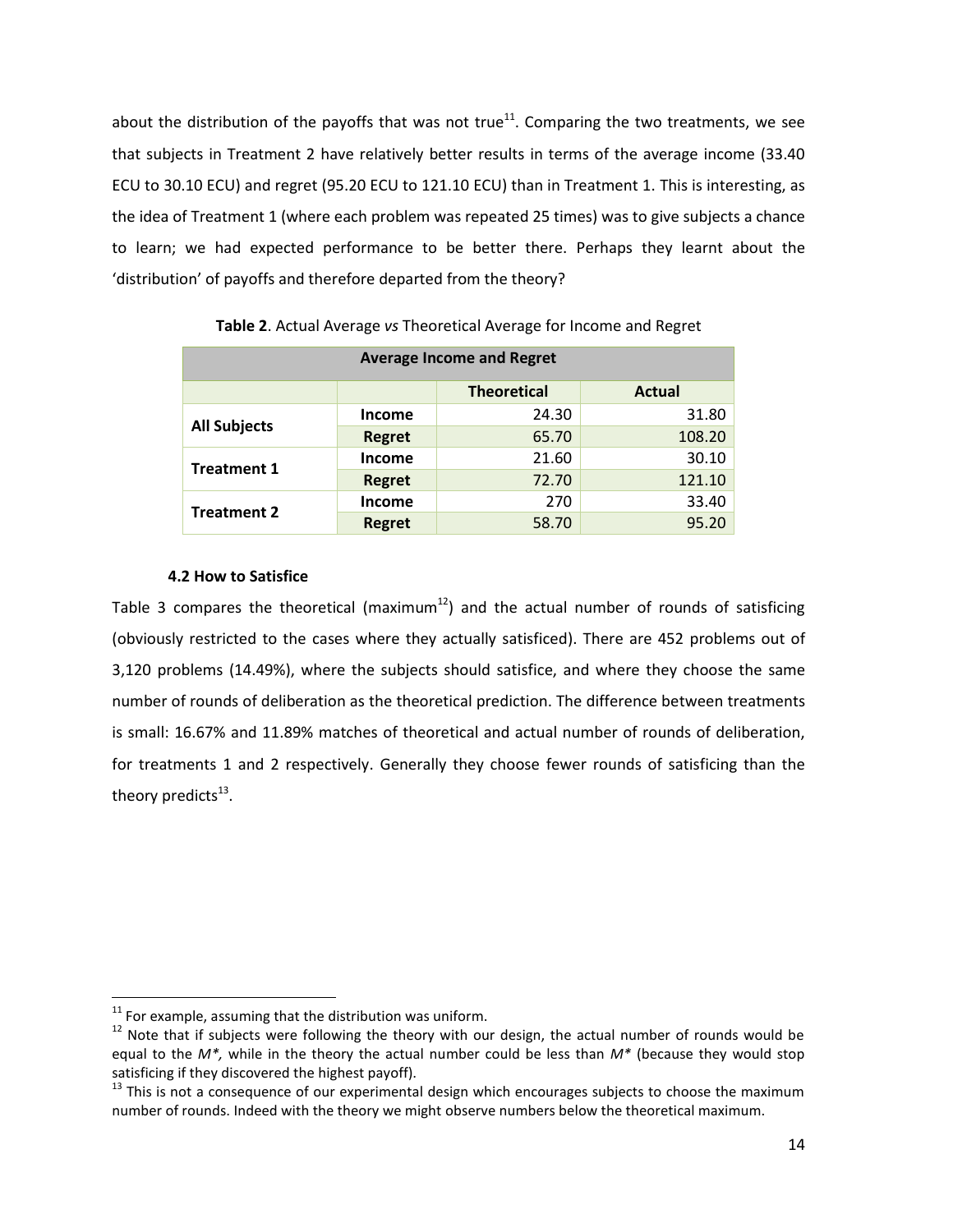about the distribution of the payoffs that was not true[11]. Comparing the two treatments, we see that subjects in Treatment 2 have relatively better results in terms of the average income (33.40 ECU to 30.10 ECU) and regret (95.20 ECU to 121.10 ECU) than in Treatment 1. This is interesting, as the idea of Treatment 1 (where each problem was repeated 25 times) was to give subjects a chance to learn; we had expected performance to be better there. Perhaps they learnt about the 'distribution' of payoffs and therefore departed from the theory?

**Table 2**. Actual Average *vs* Theoretical Average for Income and Regret

| Average Income and Regret | | | |
|---|---|---|---|
| | | **Theoretical** | **Actual** |
| **All Subjects** | **Income** | 24.30 | 31.80 |
| | **Regret** | 65.70 | 108.20 |
| **Treatment 1** | **Income** | 21.60 | 30.10 |
| | **Regret** | 72.70 | 121.10 |
| **Treatment 2** | **Income** | 270 | 33.40 |
| | **Regret** | 58.70 | 95.20 |

### 4.2 How to Satisfice

Table 3 compares the theoretical (maximum[12]) and the actual number of rounds of satisficing (obviously restricted to the cases where they actually satisficed). There are 452 problems out of 3,120 problems (14.49%), where the subjects should satisfice, and where they choose the same number of rounds of deliberation as the theoretical prediction. The difference between treatments is small: 16.67% and 11.89% matches of theoretical and actual number of rounds of deliberation, for treatments 1 and 2 respectively. Generally they choose fewer rounds of satisficing than the theory predicts[13].

[11] For example, assuming that the distribution was uniform.

[12] Note that if subjects were following the theory with our design, the actual number of rounds would be equal to the $M^*$, while in the theory the actual number could be less than $M^*$ (because they would stop satisficing if they discovered the highest payoff).

[13] This is not a consequence of our experimental design which encourages subjects to choose the maximum number of rounds. Indeed with the theory we might observe numbers below the theoretical maximum.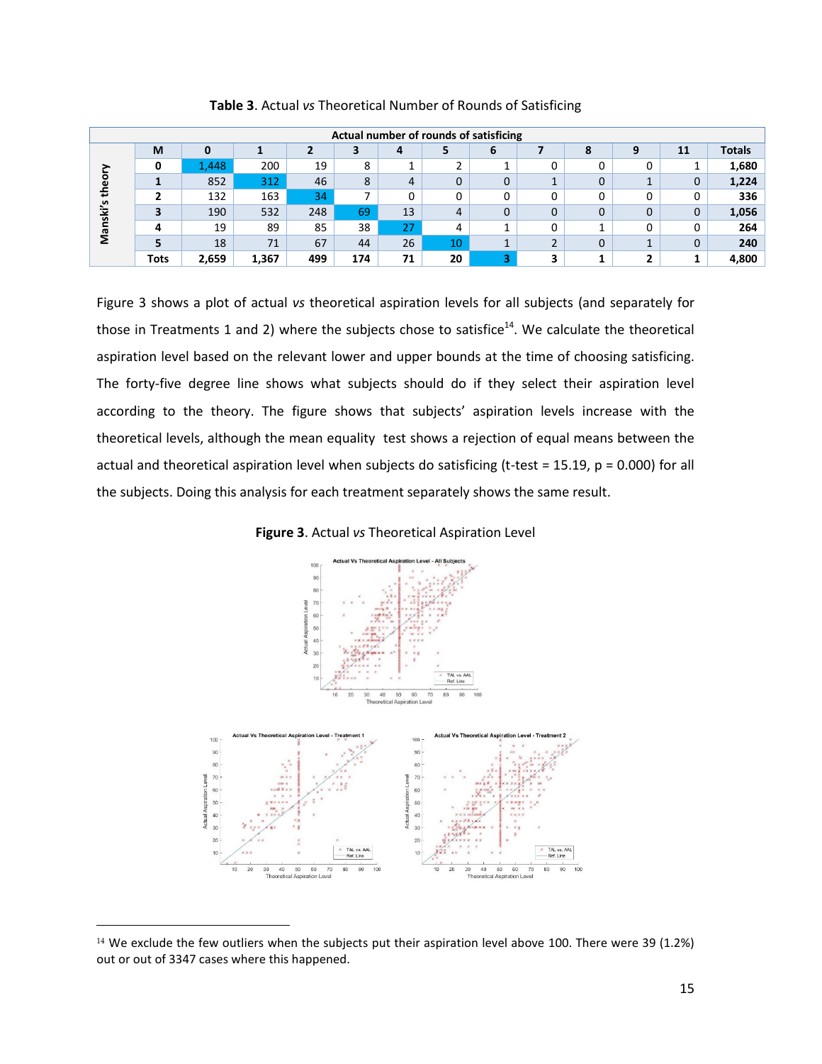**Table 3**. Actual *vs* Theoretical Number of Rounds of Satisficing

| | Actual number of rounds of satisficing | | | | | | | | | | | | |
|---|---|---|---|---|---|---|---|---|---|---|---|---|---|
| | **M** | **0** | **1** | **2** | **3** | **4** | **5** | **6** | **7** | **8** | **9** | **11** | **Totals** |
| **Manski's theory** | **0** | 1,448 | 200 | 19 | 8 | 1 | 2 | 1 | 0 | 0 | 0 | 1 | **1,680** |
| | **1** | 852 | 312 | 46 | 8 | 4 | 0 | 0 | 1 | 0 | 1 | 0 | **1,224** |
| | **2** | 132 | 163 | 34 | 7 | 0 | 0 | 0 | 0 | 0 | 0 | 0 | **336** |
| | **3** | 190 | 532 | 248 | 69 | 13 | 4 | 0 | 0 | 0 | 0 | 0 | **1,056** |
| | **4** | 19 | 89 | 85 | 38 | 27 | 4 | 1 | 0 | 1 | 0 | 0 | **264** |
| | **5** | 18 | 71 | 67 | 44 | 26 | 10 | 1 | 2 | 0 | 1 | 0 | **240** |
| | **Tots** | **2,659** | **1,367** | **499** | **174** | **71** | **20** | **3** | **3** | **1** | **2** | **1** | **4,800** |

Figure 3 shows a plot of actual *vs* theoretical aspiration levels for all subjects (and separately for those in Treatments 1 and 2) where the subjects chose to satisfice[14]. We calculate the theoretical aspiration level based on the relevant lower and upper bounds at the time of choosing satisficing. The forty-five degree line shows what subjects should do if they select their aspiration level according to the theory. The figure shows that subjects' aspiration levels increase with the theoretical levels, although the mean equality test shows a rejection of equal means between the actual and theoretical aspiration level when subjects do satisficing (t-test = 15.19, p = 0.000) for all the subjects. Doing this analysis for each treatment separately shows the same result.

**Figure 3**. Actual *vs* Theoretical Aspiration Level

[14] We exclude the few outliers when the subjects put their aspiration level above 100. There were 39 (1.2%) out or out of 3347 cases where this happened.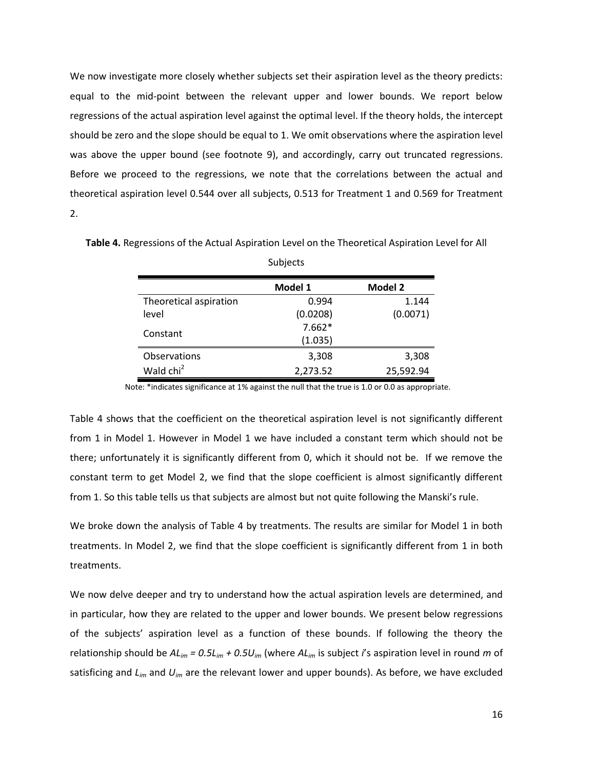We now investigate more closely whether subjects set their aspiration level as the theory predicts: equal to the mid-point between the relevant upper and lower bounds. We report below regressions of the actual aspiration level against the optimal level. If the theory holds, the intercept should be zero and the slope should be equal to 1. We omit observations where the aspiration level was above the upper bound (see footnote 9), and accordingly, carry out truncated regressions. Before we proceed to the regressions, we note that the correlations between the actual and theoretical aspiration level 0.544 over all subjects, 0.513 for Treatment 1 and 0.569 for Treatment 2.

**Table 4.** Regressions of the Actual Aspiration Level on the Theoretical Aspiration Level for All Subjects

| | **Model 1** | **Model 2** |
|---|---|---|
| Theoretical aspiration level | 0.994 (0.0208) | 1.144 (0.0071) |
| Constant | 7.662* (1.035) | |
| Observations | 3,308 | 3,308 |
| Wald $chi^2$ | 2,273.52 | 25,592.94 |

Note: *indicates significance at 1% against the null that the true is 1.0 or 0.0 as appropriate.

Table 4 shows that the coefficient on the theoretical aspiration level is not significantly different from 1 in Model 1. However in Model 1 we have included a constant term which should not be there; unfortunately it is significantly different from 0, which it should not be. If we remove the constant term to get Model 2, we find that the slope coefficient is almost significantly different from 1. So this table tells us that subjects are almost but not quite following the Manski's rule.

We broke down the analysis of Table 4 by treatments. The results are similar for Model 1 in both treatments. In Model 2, we find that the slope coefficient is significantly different from 1 in both treatments.

We now delve deeper and try to understand how the actual aspiration levels are determined, and in particular, how they are related to the upper and lower bounds. We present below regressions of the subjects' aspiration level as a function of these bounds. If following the theory the relationship should be $AL_{im} = 0.5L_{im} + 0.5U_{im}$ (where $AL_{im}$ is subject *i*'s aspiration level in round *m* of satisficing and $L_{im}$ and $U_{im}$ are the relevant lower and upper bounds). As before, we have excluded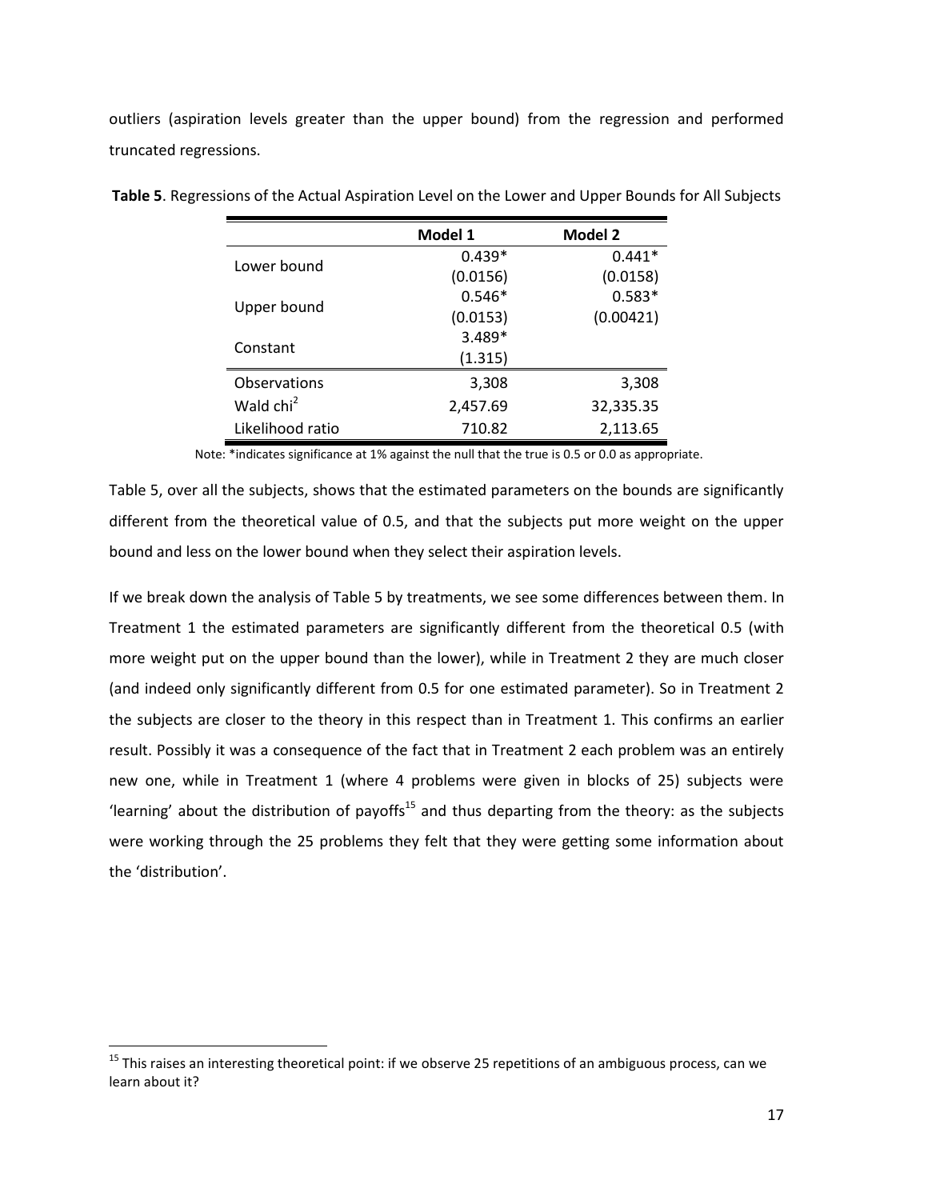outliers (aspiration levels greater than the upper bound) from the regression and performed truncated regressions.

**Table 5**. Regressions of the Actual Aspiration Level on the Lower and Upper Bounds for All Subjects

| | Model 1 | Model 2 |
|---|---|---|
| Lower bound | 0.439* | 0.441* |
| | (0.0156) | (0.0158) |
| Upper bound | 0.546* | 0.583* |
| | (0.0153) | (0.00421) |
| Constant | 3.489* | |
| | (1.315) | |
| Observations | 3,308 | 3,308 |
| Wald chi$^2$ | 2,457.69 | 32,335.35 |
| Likelihood ratio | 710.82 | 2,113.65 |

Note: *indicates significance at 1% against the null that the true is 0.5 or 0.0 as appropriate.

Table 5, over all the subjects, shows that the estimated parameters on the bounds are significantly different from the theoretical value of 0.5, and that the subjects put more weight on the upper bound and less on the lower bound when they select their aspiration levels.

If we break down the analysis of Table 5 by treatments, we see some differences between them. In Treatment 1 the estimated parameters are significantly different from the theoretical 0.5 (with more weight put on the upper bound than the lower), while in Treatment 2 they are much closer (and indeed only significantly different from 0.5 for one estimated parameter). So in Treatment 2 the subjects are closer to the theory in this respect than in Treatment 1. This confirms an earlier result. Possibly it was a consequence of the fact that in Treatment 2 each problem was an entirely new one, while in Treatment 1 (where 4 problems were given in blocks of 25) subjects were 'learning' about the distribution of payoffs[15] and thus departing from the theory: as the subjects were working through the 25 problems they felt that they were getting some information about the 'distribution'.

[15] This raises an interesting theoretical point: if we observe 25 repetitions of an ambiguous process, can we learn about it?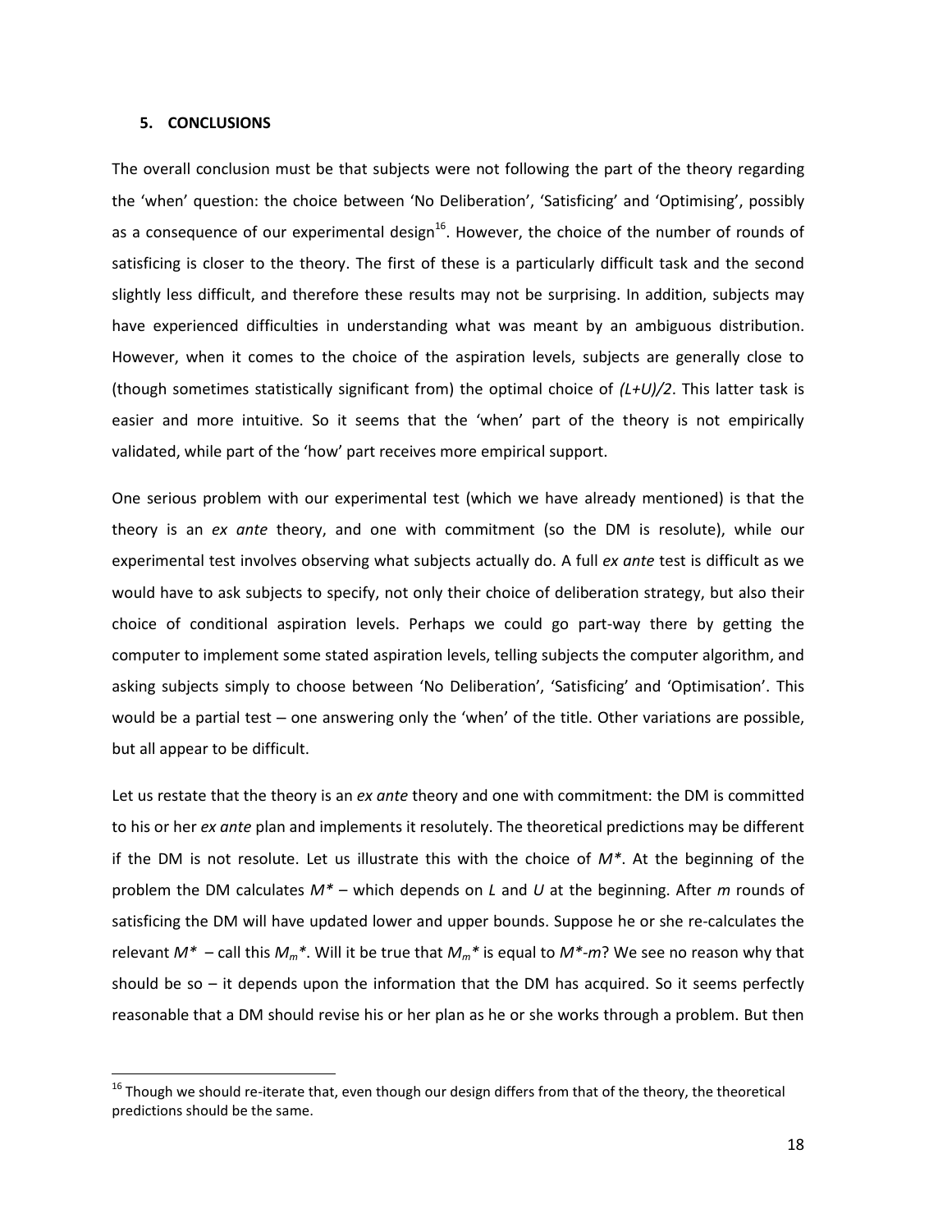## 5. CONCLUSIONS

The overall conclusion must be that subjects were not following the part of the theory regarding the 'when' question: the choice between 'No Deliberation', 'Satisficing' and 'Optimising', possibly as a consequence of our experimental design[16]. However, the choice of the number of rounds of satisficing is closer to the theory. The first of these is a particularly difficult task and the second slightly less difficult, and therefore these results may not be surprising. In addition, subjects may have experienced difficulties in understanding what was meant by an ambiguous distribution. However, when it comes to the choice of the aspiration levels, subjects are generally close to (though sometimes statistically significant from) the optimal choice of $(L+U)/2$. This latter task is easier and more intuitive. So it seems that the 'when' part of the theory is not empirically validated, while part of the 'how' part receives more empirical support.

One serious problem with our experimental test (which we have already mentioned) is that the theory is an *ex ante* theory, and one with commitment (so the DM is resolute), while our experimental test involves observing what subjects actually do. A full *ex ante* test is difficult as we would have to ask subjects to specify, not only their choice of deliberation strategy, but also their choice of conditional aspiration levels. Perhaps we could go part-way there by getting the computer to implement some stated aspiration levels, telling subjects the computer algorithm, and asking subjects simply to choose between 'No Deliberation', 'Satisficing' and 'Optimisation'. This would be a partial test – one answering only the 'when' of the title. Other variations are possible, but all appear to be difficult.

Let us restate that the theory is an *ex ante* theory and one with commitment: the DM is committed to his or her *ex ante* plan and implements it resolutely. The theoretical predictions may be different if the DM is not resolute. Let us illustrate this with the choice of $M^*$. At the beginning of the problem the DM calculates $M^*$ – which depends on $L$ and $U$ at the beginning. After $m$ rounds of satisficing the DM will have updated lower and upper bounds. Suppose he or she re-calculates the relevant $M^*$ – call this $M_m^*$. Will it be true that $M_m^*$ is equal to $M^*-m$? We see no reason why that should be so – it depends upon the information that the DM has acquired. So it seems perfectly reasonable that a DM should revise his or her plan as he or she works through a problem. But then

[16] Though we should re-iterate that, even though our design differs from that of the theory, the theoretical predictions should be the same.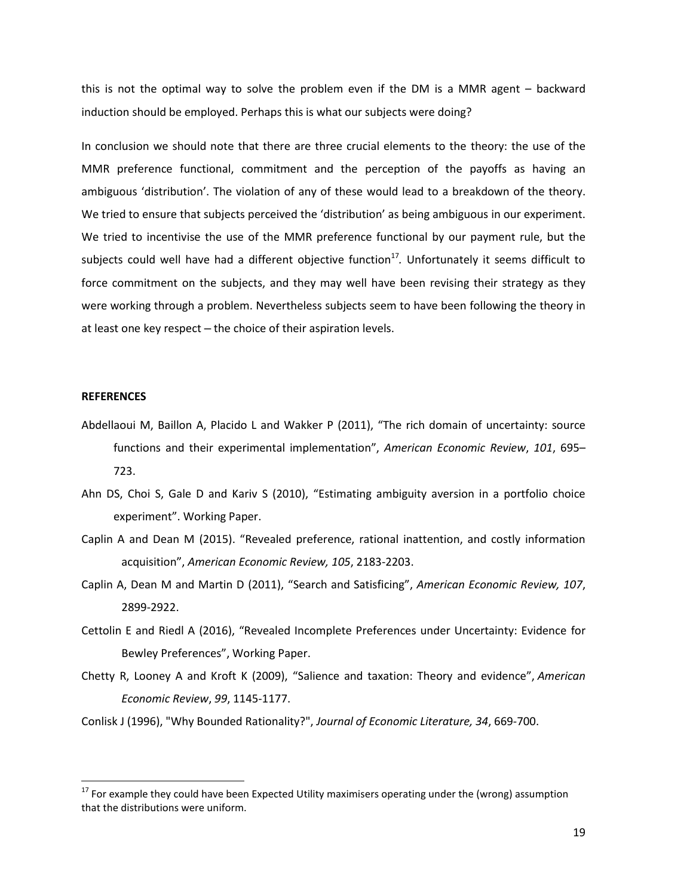this is not the optimal way to solve the problem even if the DM is a MMR agent – backward induction should be employed. Perhaps this is what our subjects were doing?

In conclusion we should note that there are three crucial elements to the theory: the use of the MMR preference functional, commitment and the perception of the payoffs as having an ambiguous 'distribution'. The violation of any of these would lead to a breakdown of the theory. We tried to ensure that subjects perceived the 'distribution' as being ambiguous in our experiment. We tried to incentivise the use of the MMR preference functional by our payment rule, but the subjects could well have had a different objective function[17]. Unfortunately it seems difficult to force commitment on the subjects, and they may well have been revising their strategy as they were working through a problem. Nevertheless subjects seem to have been following the theory in at least one key respect – the choice of their aspiration levels.

**REFERENCES**

Abdellaoui M, Baillon A, Placido L and Wakker P (2011), "The rich domain of uncertainty: source functions and their experimental implementation", *American Economic Review*, *101*, 695–723.

Ahn DS, Choi S, Gale D and Kariv S (2010), "Estimating ambiguity aversion in a portfolio choice experiment". Working Paper.

Caplin A and Dean M (2015). "Revealed preference, rational inattention, and costly information acquisition", *American Economic Review, 105*, 2183-2203.

Caplin A, Dean M and Martin D (2011), "Search and Satisficing", *American Economic Review, 107*, 2899-2922.

Cettolin E and Riedl A (2016), "Revealed Incomplete Preferences under Uncertainty: Evidence for Bewley Preferences", Working Paper.

Chetty R, Looney A and Kroft K (2009), "Salience and taxation: Theory and evidence", *American Economic Review*, *99*, 1145-1177.

Conlisk J (1996), "Why Bounded Rationality?", *Journal of Economic Literature, 34*, 669-700.

[17] For example they could have been Expected Utility maximisers operating under the (wrong) assumption that the distributions were uniform.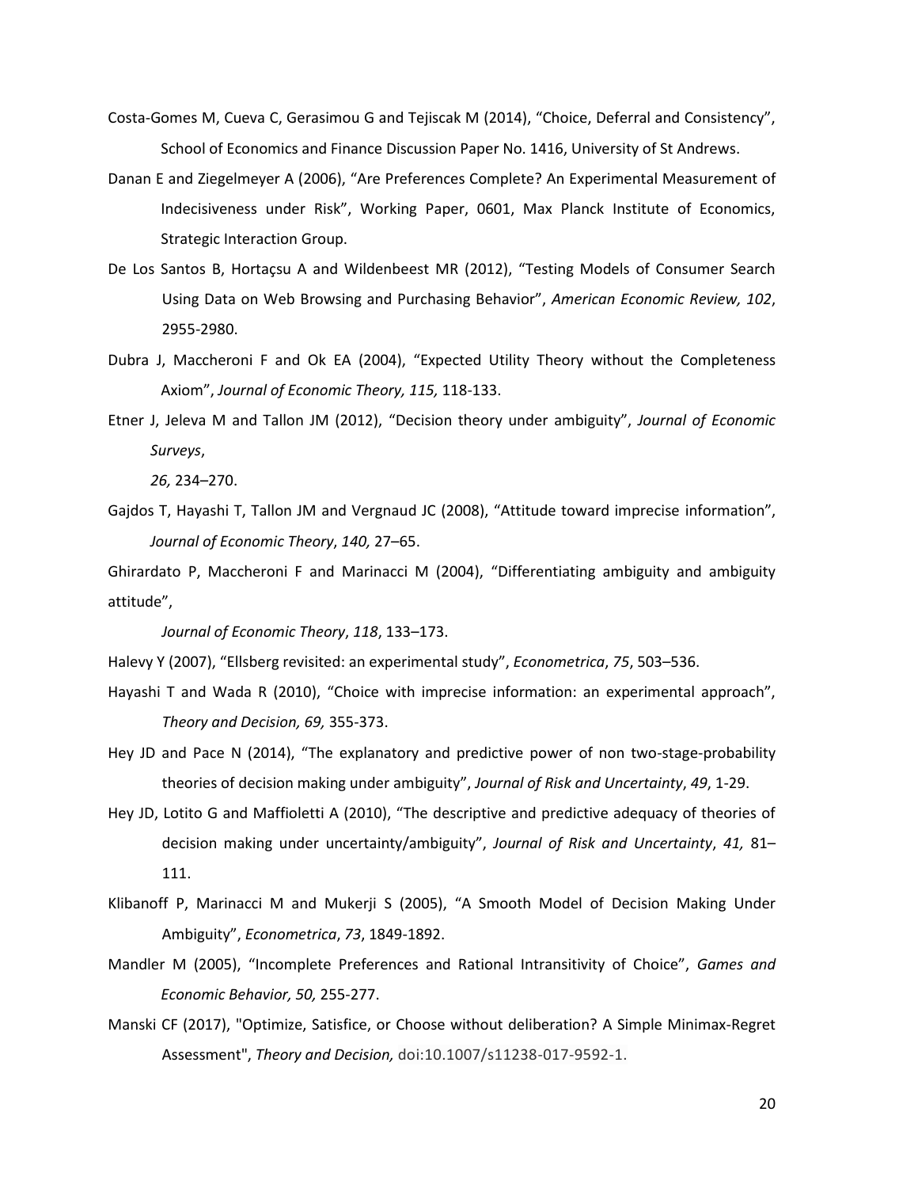Costa-Gomes M, Cueva C, Gerasimou G and Tejiscak M (2014), “Choice, Deferral and Consistency”, School of Economics and Finance Discussion Paper No. 1416, University of St Andrews.

Danan E and Ziegelmeyer A (2006), “Are Preferences Complete? An Experimental Measurement of Indecisiveness under Risk”, Working Paper, 0601, Max Planck Institute of Economics, Strategic Interaction Group.

De Los Santos B, Hortaçsu A and Wildenbeest MR (2012), “Testing Models of Consumer Search Using Data on Web Browsing and Purchasing Behavior”, *American Economic Review, 102*, 2955-2980.

Dubra J, Maccheroni F and Ok EA (2004), “Expected Utility Theory without the Completeness Axiom”, *Journal of Economic Theory, 115,* 118-133.

Etner J, Jeleva M and Tallon JM (2012), “Decision theory under ambiguity”, *Journal of Economic Surveys*,

*26,* 234–270.

Gajdos T, Hayashi T, Tallon JM and Vergnaud JC (2008), “Attitude toward imprecise information”, *Journal of Economic Theory*, *140,* 27–65.

Ghirardato P, Maccheroni F and Marinacci M (2004), “Differentiating ambiguity and ambiguity attitude”,

*Journal of Economic Theory*, *118*, 133–173.

Halevy Y (2007), “Ellsberg revisited: an experimental study”, *Econometrica*, *75*, 503–536.

Hayashi T and Wada R (2010), “Choice with imprecise information: an experimental approach”, *Theory and Decision, 69,* 355-373.

Hey JD and Pace N (2014), “The explanatory and predictive power of non two-stage-probability theories of decision making under ambiguity”, *Journal of Risk and Uncertainty*, *49*, 1-29.

Hey JD, Lotito G and Maffioletti A (2010), “The descriptive and predictive adequacy of theories of decision making under uncertainty/ambiguity”, *Journal of Risk and Uncertainty*, *41,* 81–111.

Klibanoff P, Marinacci M and Mukerji S (2005), “A Smooth Model of Decision Making Under Ambiguity”, *Econometrica*, *73*, 1849-1892.

Mandler M (2005), “Incomplete Preferences and Rational Intransitivity of Choice”, *Games and Economic Behavior, 50,* 255-277.

Manski CF (2017), "Optimize, Satisfice, or Choose without deliberation? A Simple Minimax-Regret Assessment", *Theory and Decision,* doi:10.1007/s11238-017-9592-1.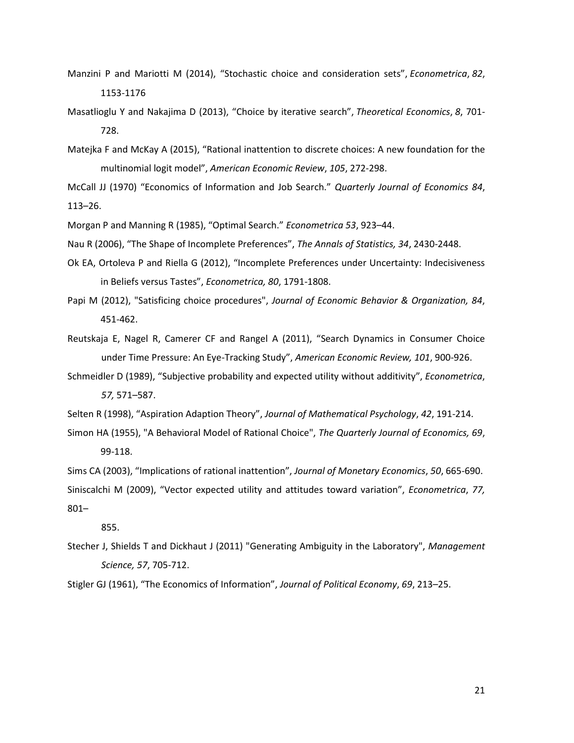Manzini P and Mariotti M (2014), "Stochastic choice and consideration sets", *Econometrica*, *82*, 1153-1176

Masatlioglu Y and Nakajima D (2013), "Choice by iterative search", *Theoretical Economics*, *8*, 701-728.

Matejka F and McKay A (2015), "Rational inattention to discrete choices: A new foundation for the multinomial logit model", *American Economic Review*, *105*, 272-298.

McCall JJ (1970) "Economics of Information and Job Search." *Quarterly Journal of Economics 84*, 113–26.

Morgan P and Manning R (1985), "Optimal Search." *Econometrica 53*, 923–44.

Nau R (2006), "The Shape of Incomplete Preferences", *The Annals of Statistics, 34*, 2430-2448.

Ok EA, Ortoleva P and Riella G (2012), "Incomplete Preferences under Uncertainty: Indecisiveness in Beliefs versus Tastes", *Econometrica, 80*, 1791-1808.

Papi M (2012), "Satisficing choice procedures", *Journal of Economic Behavior & Organization, 84*, 451-462.

Reutskaja E, Nagel R, Camerer CF and Rangel A (2011), "Search Dynamics in Consumer Choice under Time Pressure: An Eye-Tracking Study", *American Economic Review, 101*, 900-926.

Schmeidler D (1989), "Subjective probability and expected utility without additivity", *Econometrica*, *57,* 571–587.

Selten R (1998), "Aspiration Adaption Theory", *Journal of Mathematical Psychology*, *42*, 191-214.

Simon HA (1955), "A Behavioral Model of Rational Choice", *The Quarterly Journal of Economics, 69*, 99-118.

Sims CA (2003), "Implications of rational inattention", *Journal of Monetary Economics*, *50*, 665-690.

Siniscalchi M (2009), "Vector expected utility and attitudes toward variation", *Econometrica*, *77,* 801–855.

Stecher J, Shields T and Dickhaut J (2011) "Generating Ambiguity in the Laboratory", *Management Science, 57*, 705-712.

Stigler GJ (1961), "The Economics of Information", *Journal of Political Economy*, *69*, 213–25.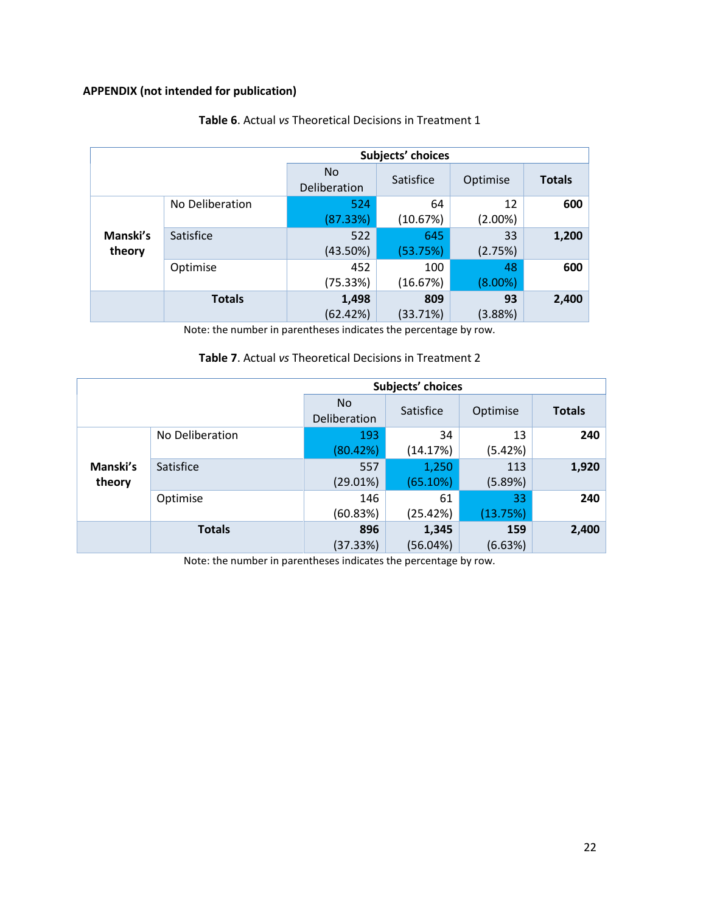**APPENDIX (not intended for publication)**

**Table 6**. Actual *vs* Theoretical Decisions in Treatment 1

| | | Subjects' choices | | | |
|---|---|---|---|---|---|
| | | No Deliberation | Satisfice | Optimise | **Totals** |
| **Manski's theory** | No Deliberation | 524 (87.33%) | 64 (10.67%) | 12 (2.00%) | **600** |
| | Satisfice | 522 (43.50%) | 645 (53.75%) | 33 (2.75%) | **1,200** |
| | Optimise | 452 (75.33%) | 100 (16.67%) | 48 (8.00%) | **600** |
| | **Totals** | **1,498** (62.42%) | **809** (33.71%) | **93** (3.88%) | **2,400** |

Note: the number in parentheses indicates the percentage by row.

**Table 7**. Actual *vs* Theoretical Decisions in Treatment 2

| | | Subjects' choices | | | |
|---|---|---|---|---|---|
| | | No Deliberation | Satisfice | Optimise | **Totals** |
| **Manski's theory** | No Deliberation | 193 (80.42%) | 34 (14.17%) | 13 (5.42%) | **240** |
| | Satisfice | 557 (29.01%) | 1,250 (65.10%) | 113 (5.89%) | **1,920** |
| | Optimise | 146 (60.83%) | 61 (25.42%) | 33 (13.75%) | **240** |
| | **Totals** | **896** (37.33%) | **1,345** (56.04%) | **159** (6.63%) | **2,400** |

Note: the number in parentheses indicates the percentage by row.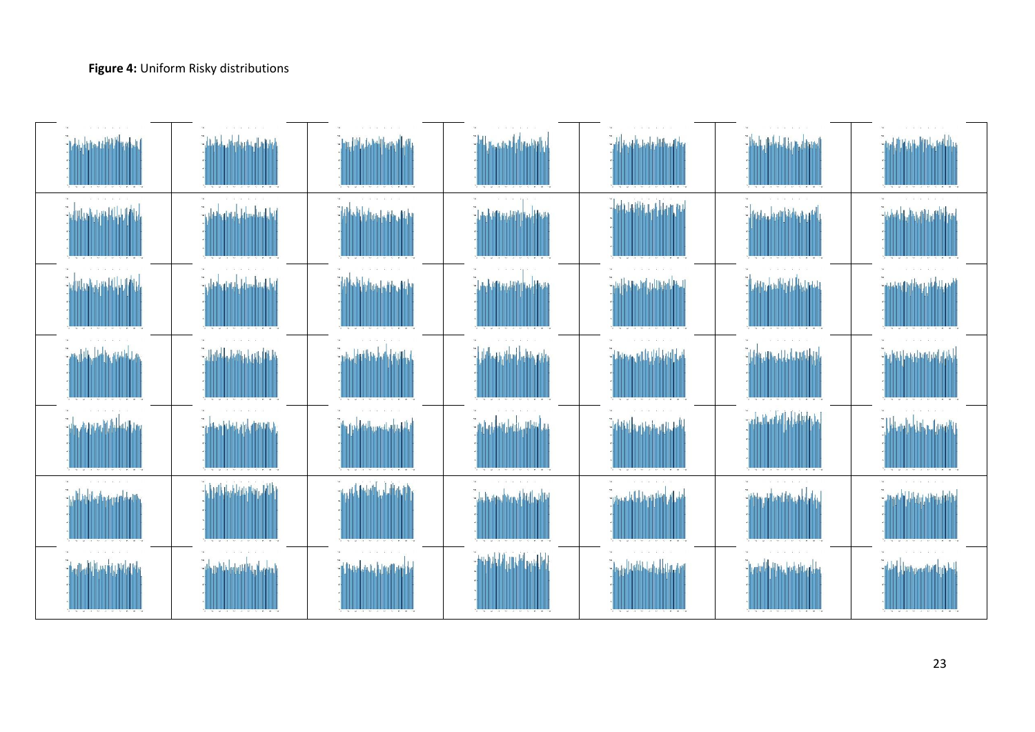**Figure 4:** Uniform Risky distributions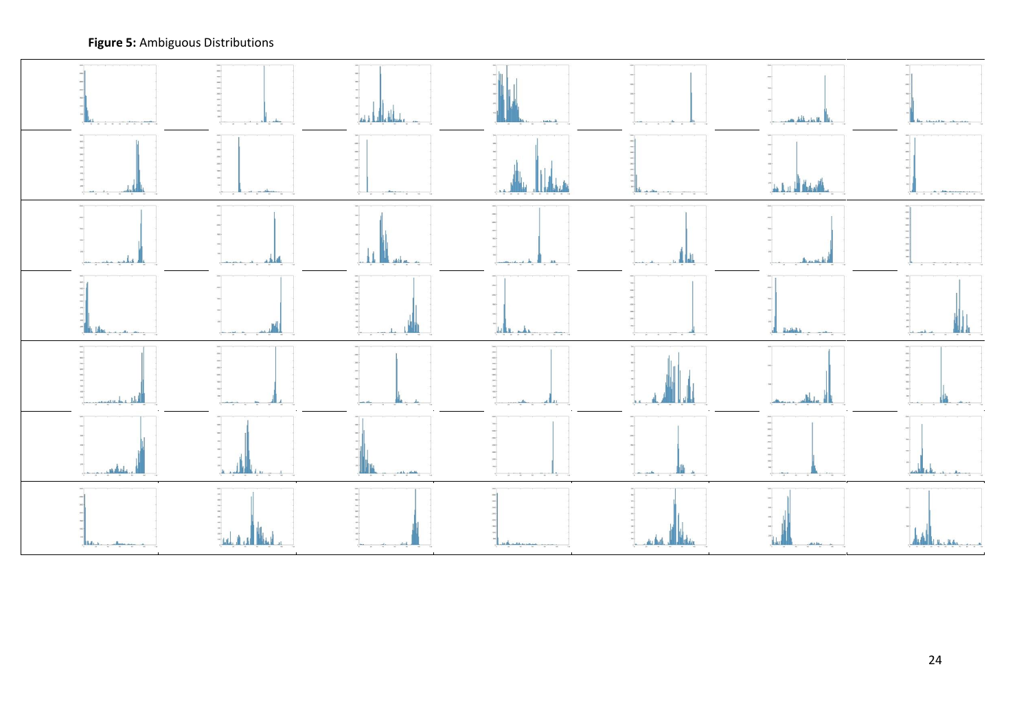**Figure 5:** Ambiguous Distributions